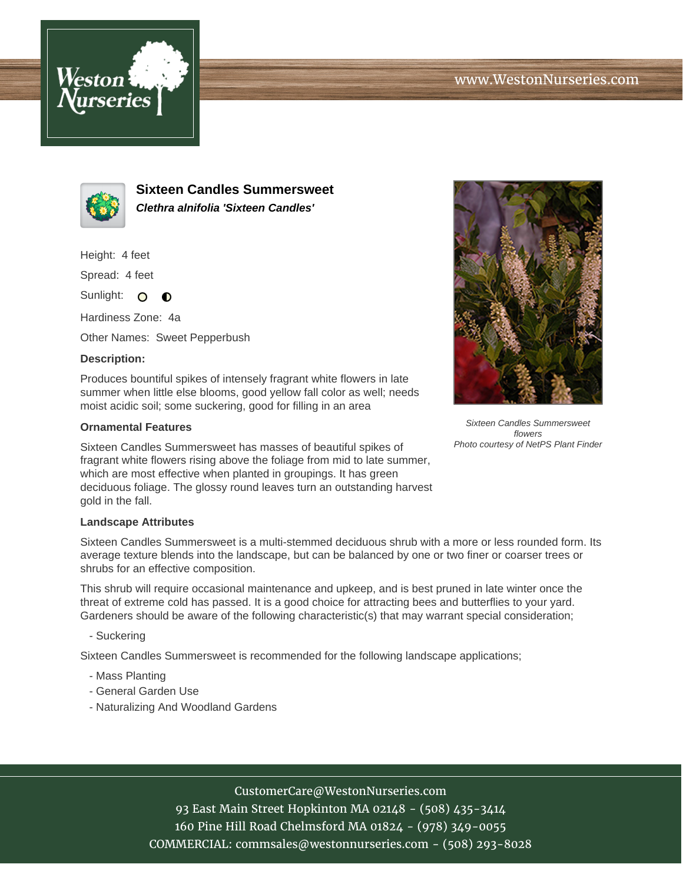www.WestonNurseries.com

# Sixteen Candles Summersweet

***Clethra alnifolia 'Sixteen Candles'***

Height: 4 feet

Spread: 4 feet

Sunlight:

Hardiness Zone: 4a

Other Names: Sweet Pepperbush

**Description:**

Produces bountiful spikes of intensely fragrant white flowers in late summer when little else blooms, good yellow fall color as well; needs moist acidic soil; some suckering, good for filling in an area

*Sixteen Candles Summersweet flowers*
*Photo courtesy of NetPS Plant Finder*

### Ornamental Features

Sixteen Candles Summersweet has masses of beautiful spikes of fragrant white flowers rising above the foliage from mid to late summer, which are most effective when planted in groupings. It has green deciduous foliage. The glossy round leaves turn an outstanding harvest gold in the fall.

### Landscape Attributes

Sixteen Candles Summersweet is a multi-stemmed deciduous shrub with a more or less rounded form. Its average texture blends into the landscape, but can be balanced by one or two finer or coarser trees or shrubs for an effective composition.

This shrub will require occasional maintenance and upkeep, and is best pruned in late winter once the threat of extreme cold has passed. It is a good choice for attracting bees and butterflies to your yard. Gardeners should be aware of the following characteristic(s) that may warrant special consideration;

- Suckering

Sixteen Candles Summersweet is recommended for the following landscape applications;

- Mass Planting
- General Garden Use
- Naturalizing And Woodland Gardens

CustomerCare@WestonNurseries.com
93 East Main Street Hopkinton MA 02148 - (508) 435-3414
160 Pine Hill Road Chelmsford MA 01824 - (978) 349-0055
COMMERCIAL: commsales@westonnurseries.com - (508) 293-8028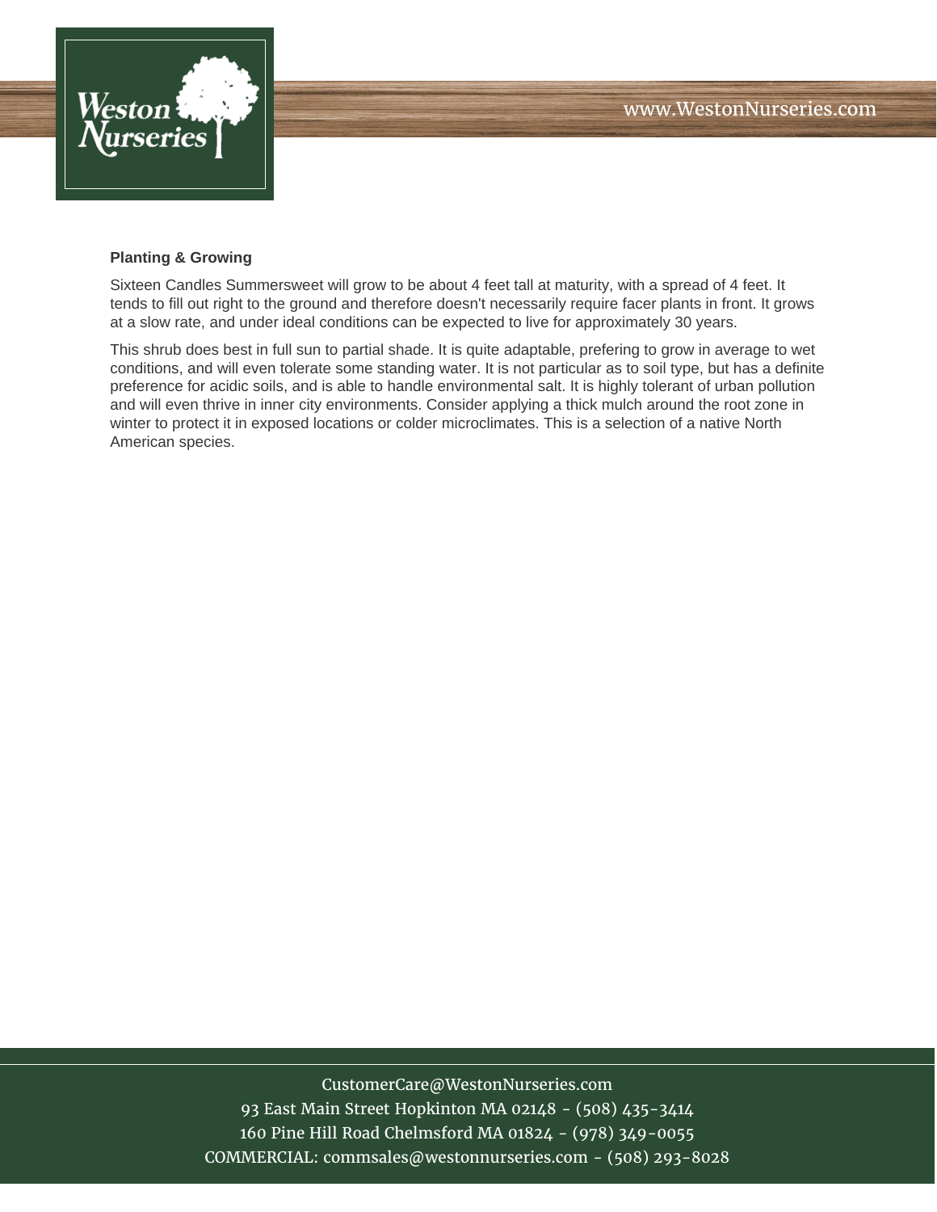### Planting & Growing

Sixteen Candles Summersweet will grow to be about 4 feet tall at maturity, with a spread of 4 feet. It tends to fill out right to the ground and therefore doesn't necessarily require facer plants in front. It grows at a slow rate, and under ideal conditions can be expected to live for approximately 30 years.

This shrub does best in full sun to partial shade. It is quite adaptable, prefering to grow in average to wet conditions, and will even tolerate some standing water. It is not particular as to soil type, but has a definite preference for acidic soils, and is able to handle environmental salt. It is highly tolerant of urban pollution and will even thrive in inner city environments. Consider applying a thick mulch around the root zone in winter to protect it in exposed locations or colder microclimates. This is a selection of a native North American species.